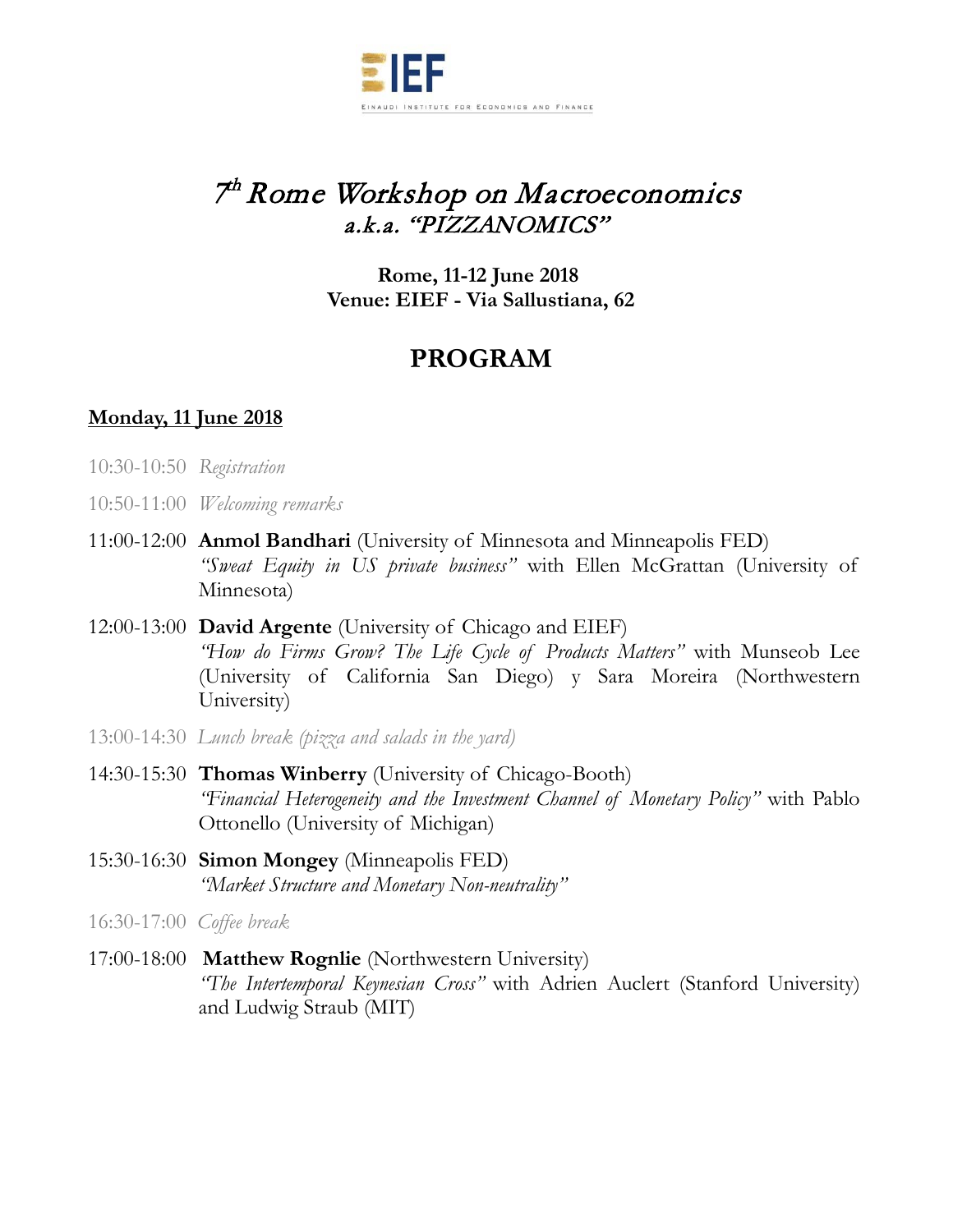EIEF

EINAUDI INSTITUTE FOR ECONOMICS AND FINANCE

# 7th Rome Workshop on Macroeconomics
## *a.k.a. "PIZZANOMICS"*

**Rome, 11-12 June 2018**
**Venue: EIEF - Via Sallustiana, 62**

## PROGRAM

**Monday, 11 June 2018**

10:30-10:50 *Registration*

10:50-11:00 *Welcoming remarks*

11:00-12:00 **Anmol Bandhari** (University of Minnesota and Minneapolis FED)
*"Sweat Equity in US private business"* with Ellen McGrattan (University of Minnesota)

12:00-13:00 **David Argente** (University of Chicago and EIEF)
*"How do Firms Grow? The Life Cycle of Products Matters"* with Munseob Lee (University of California San Diego) y Sara Moreira (Northwestern University)

13:00-14:30 *Lunch break (pizza and salads in the yard)*

14:30-15:30 **Thomas Winberry** (University of Chicago-Booth)
*"Financial Heterogeneity and the Investment Channel of Monetary Policy"* with Pablo Ottonello (University of Michigan)

15:30-16:30 **Simon Mongey** (Minneapolis FED)
*"Market Structure and Monetary Non-neutrality"*

16:30-17:00 *Coffee break*

17:00-18:00 **Matthew Rognlie** (Northwestern University)
*"The Intertemporal Keynesian Cross"* with Adrien Auclert (Stanford University) and Ludwig Straub (MIT)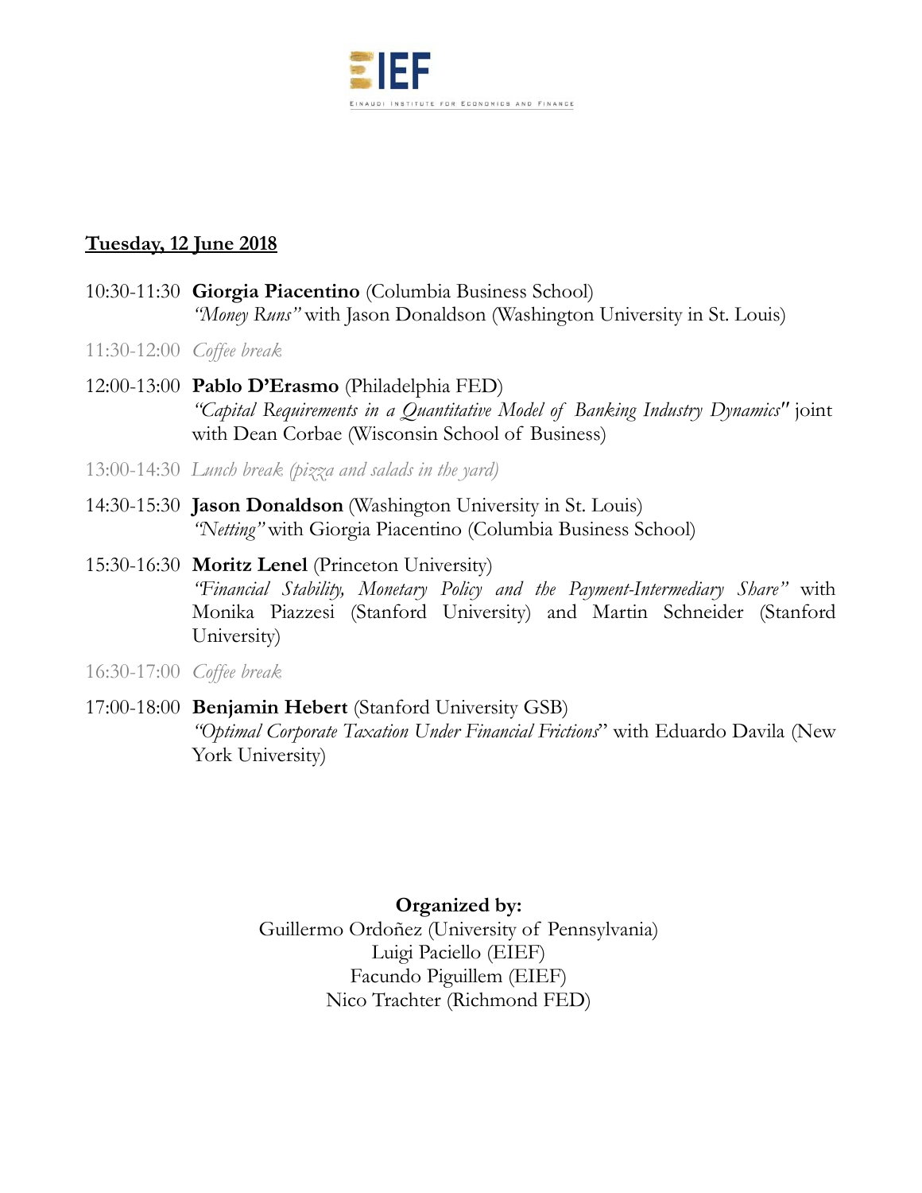**Tuesday, 12 June 2018**

10:30-11:30 **Giorgia Piacentino** (Columbia Business School)
*"Money Runs"* with Jason Donaldson (Washington University in St. Louis)

11:30-12:00 *Coffee break*

12:00-13:00 **Pablo D'Erasmo** (Philadelphia FED)
*"Capital Requirements in a Quantitative Model of Banking Industry Dynamics"* joint with Dean Corbae (Wisconsin School of Business)

13:00-14:30 *Lunch break (pizza and salads in the yard)*

14:30-15:30 **Jason Donaldson** (Washington University in St. Louis)
*"Netting"* with Giorgia Piacentino (Columbia Business School)

15:30-16:30 **Moritz Lenel** (Princeton University)
*"Financial Stability, Monetary Policy and the Payment-Intermediary Share"* with Monika Piazzesi (Stanford University) and Martin Schneider (Stanford University)

16:30-17:00 *Coffee break*

17:00-18:00 **Benjamin Hebert** (Stanford University GSB)
*"Optimal Corporate Taxation Under Financial Frictions"* with Eduardo Davila (New York University)

**Organized by:**
Guillermo Ordoñez (University of Pennsylvania)
Luigi Paciello (EIEF)
Facundo Piguillem (EIEF)
Nico Trachter (Richmond FED)